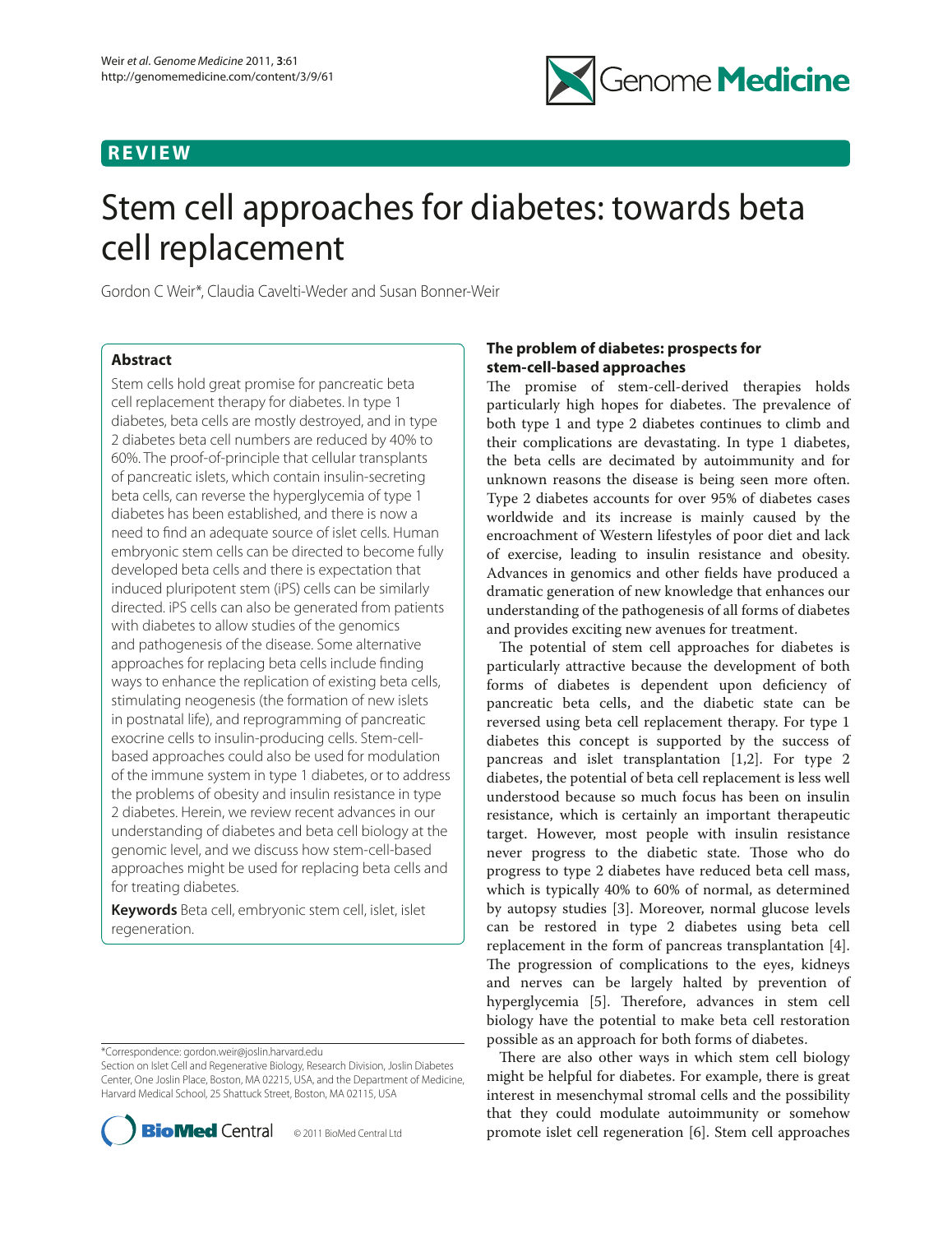REVIEW

# Stem cell approaches for diabetes: towards beta cell replacement

Gordon C Weir*, Claudia Cavelti-Weder and Susan Bonner-Weir

## Abstract

Stem cells hold great promise for pancreatic beta cell replacement therapy for diabetes. In type 1 diabetes, beta cells are mostly destroyed, and in type 2 diabetes beta cell numbers are reduced by 40% to 60%. The proof-of-principle that cellular transplants of pancreatic islets, which contain insulin-secreting beta cells, can reverse the hyperglycemia of type 1 diabetes has been established, and there is now a need to find an adequate source of islet cells. Human embryonic stem cells can be directed to become fully developed beta cells and there is expectation that induced pluripotent stem (iPS) cells can be similarly directed. iPS cells can also be generated from patients with diabetes to allow studies of the genomics and pathogenesis of the disease. Some alternative approaches for replacing beta cells include finding ways to enhance the replication of existing beta cells, stimulating neogenesis (the formation of new islets in postnatal life), and reprogramming of pancreatic exocrine cells to insulin-producing cells. Stem-cell-based approaches could also be used for modulation of the immune system in type 1 diabetes, or to address the problems of obesity and insulin resistance in type 2 diabetes. Herein, we review recent advances in our understanding of diabetes and beta cell biology at the genomic level, and we discuss how stem-cell-based approaches might be used for replacing beta cells and for treating diabetes.

**Keywords** Beta cell, embryonic stem cell, islet, islet regeneration.

*Correspondence: gordon.weir@joslin.harvard.edu
Section on Islet Cell and Regenerative Biology, Research Division, Joslin Diabetes Center, One Joslin Place, Boston, MA 02215, USA, and the Department of Medicine, Harvard Medical School, 25 Shattuck Street, Boston, MA 02115, USA

© 2011 BioMed Central Ltd

## The problem of diabetes: prospects for stem-cell-based approaches

The promise of stem-cell-derived therapies holds particularly high hopes for diabetes. The prevalence of both type 1 and type 2 diabetes continues to climb and their complications are devastating. In type 1 diabetes, the beta cells are decimated by autoimmunity and for unknown reasons the disease is being seen more often. Type 2 diabetes accounts for over 95% of diabetes cases worldwide and its increase is mainly caused by the encroachment of Western lifestyles of poor diet and lack of exercise, leading to insulin resistance and obesity. Advances in genomics and other fields have produced a dramatic generation of new knowledge that enhances our understanding of the pathogenesis of all forms of diabetes and provides exciting new avenues for treatment.

The potential of stem cell approaches for diabetes is particularly attractive because the development of both forms of diabetes is dependent upon deficiency of pancreatic beta cells, and the diabetic state can be reversed using beta cell replacement therapy. For type 1 diabetes this concept is supported by the success of pancreas and islet transplantation [1,2]. For type 2 diabetes, the potential of beta cell replacement is less well understood because so much focus has been on insulin resistance, which is certainly an important therapeutic target. However, most people with insulin resistance never progress to the diabetic state. Those who do progress to type 2 diabetes have reduced beta cell mass, which is typically 40% to 60% of normal, as determined by autopsy studies [3]. Moreover, normal glucose levels can be restored in type 2 diabetes using beta cell replacement in the form of pancreas transplantation [4]. The progression of complications to the eyes, kidneys and nerves can be largely halted by prevention of hyperglycemia [5]. Therefore, advances in stem cell biology have the potential to make beta cell restoration possible as an approach for both forms of diabetes.

There are also other ways in which stem cell biology might be helpful for diabetes. For example, there is great interest in mesenchymal stromal cells and the possibility that they could modulate autoimmunity or somehow promote islet cell regeneration [6]. Stem cell approaches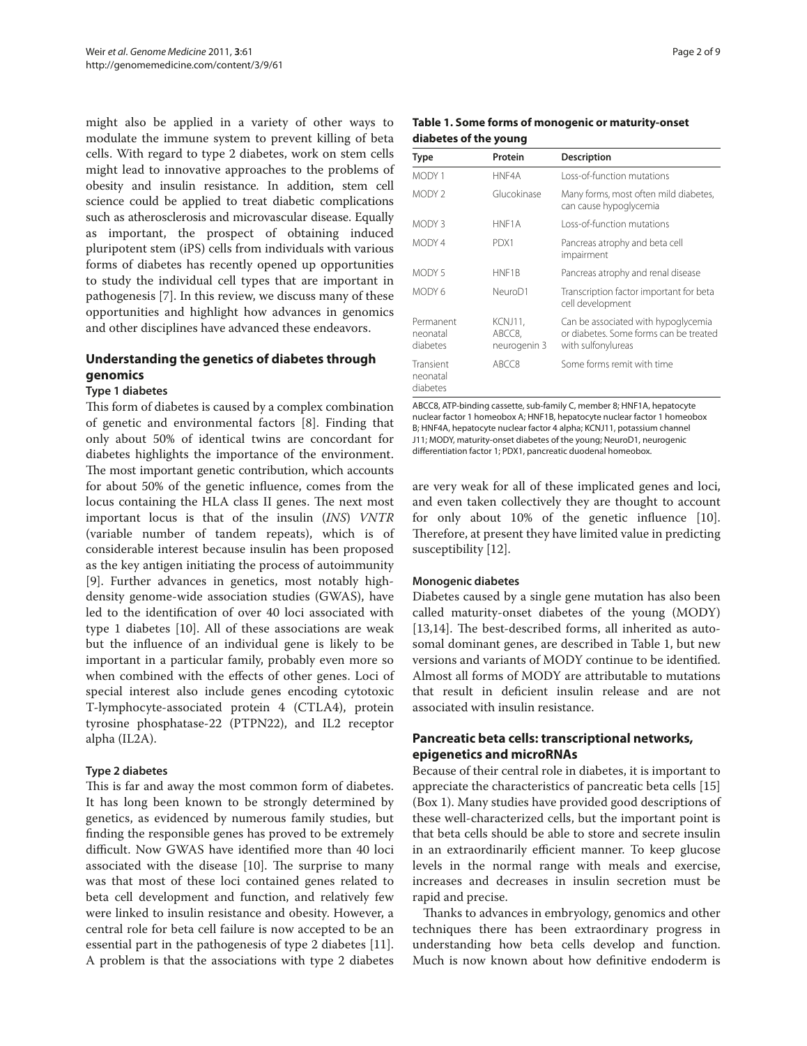might also be applied in a variety of other ways to modulate the immune system to prevent killing of beta cells. With regard to type 2 diabetes, work on stem cells might lead to innovative approaches to the problems of obesity and insulin resistance. In addition, stem cell science could be applied to treat diabetic complications such as atherosclerosis and microvascular disease. Equally as important, the prospect of obtaining induced pluripotent stem (iPS) cells from individuals with various forms of diabetes has recently opened up opportunities to study the individual cell types that are important in pathogenesis [7]. In this review, we discuss many of these opportunities and highlight how advances in genomics and other disciplines have advanced these endeavors.

## Understanding the genetics of diabetes through genomics

### Type 1 diabetes

This form of diabetes is caused by a complex combination of genetic and environmental factors [8]. Finding that only about 50% of identical twins are concordant for diabetes highlights the importance of the environment. The most important genetic contribution, which accounts for about 50% of the genetic influence, comes from the locus containing the HLA class II genes. The next most important locus is that of the insulin (*INS*) *VNTR* (variable number of tandem repeats), which is of considerable interest because insulin has been proposed as the key antigen initiating the process of autoimmunity [9]. Further advances in genetics, most notably high-density genome-wide association studies (GWAS), have led to the identification of over 40 loci associated with type 1 diabetes [10]. All of these associations are weak but the influence of an individual gene is likely to be important in a particular family, probably even more so when combined with the effects of other genes. Loci of special interest also include genes encoding cytotoxic T-lymphocyte-associated protein 4 (CTLA4), protein tyrosine phosphatase-22 (PTPN22), and IL2 receptor alpha (IL2A).

### Type 2 diabetes

This is far and away the most common form of diabetes. It has long been known to be strongly determined by genetics, as evidenced by numerous family studies, but finding the responsible genes has proved to be extremely difficult. Now GWAS have identified more than 40 loci associated with the disease [10]. The surprise to many was that most of these loci contained genes related to beta cell development and function, and relatively few were linked to insulin resistance and obesity. However, a central role for beta cell failure is now accepted to be an essential part in the pathogenesis of type 2 diabetes [11]. A problem is that the associations with type 2 diabetes are very weak for all of these implicated genes and loci, and even taken collectively they are thought to account for only about 10% of the genetic influence [10]. Therefore, at present they have limited value in predicting susceptibility [12].

**Table 1. Some forms of monogenic or maturity-onset diabetes of the young**

| Type | Protein | Description |
|---|---|---|
| MODY 1 | HNF4A | Loss-of-function mutations |
| MODY 2 | Glucokinase | Many forms, most often mild diabetes, can cause hypoglycemia |
| MODY 3 | HNF1A | Loss-of-function mutations |
| MODY 4 | PDX1 | Pancreas atrophy and beta cell impairment |
| MODY 5 | HNF1B | Pancreas atrophy and renal disease |
| MODY 6 | NeuroD1 | Transcription factor important for beta cell development |
| Permanent neonatal diabetes | KCNJ11, ABCC8, neurogenin 3 | Can be associated with hypoglycemia or diabetes. Some forms can be treated with sulfonylureas |
| Transient neonatal diabetes | ABCC8 | Some forms remit with time |

ABCC8, ATP-binding cassette, sub-family C, member 8; HNF1A, hepatocyte nuclear factor 1 homeobox A; HNF1B, hepatocyte nuclear factor 1 homeobox B; HNF4A, hepatocyte nuclear factor 4 alpha; KCNJ11, potassium channel J11; MODY, maturity-onset diabetes of the young; NeuroD1, neurogenic differentiation factor 1; PDX1, pancreatic duodenal homeobox.

### Monogenic diabetes

Diabetes caused by a single gene mutation has also been called maturity-onset diabetes of the young (MODY) [13,14]. The best-described forms, all inherited as autosomal dominant genes, are described in Table 1, but new versions and variants of MODY continue to be identified. Almost all forms of MODY are attributable to mutations that result in deficient insulin release and are not associated with insulin resistance.

## Pancreatic beta cells: transcriptional networks, epigenetics and microRNAs

Because of their central role in diabetes, it is important to appreciate the characteristics of pancreatic beta cells [15] (Box 1). Many studies have provided good descriptions of these well-characterized cells, but the important point is that beta cells should be able to store and secrete insulin in an extraordinarily efficient manner. To keep glucose levels in the normal range with meals and exercise, increases and decreases in insulin secretion must be rapid and precise.

Thanks to advances in embryology, genomics and other techniques there has been extraordinary progress in understanding how beta cells develop and function. Much is now known about how definitive endoderm is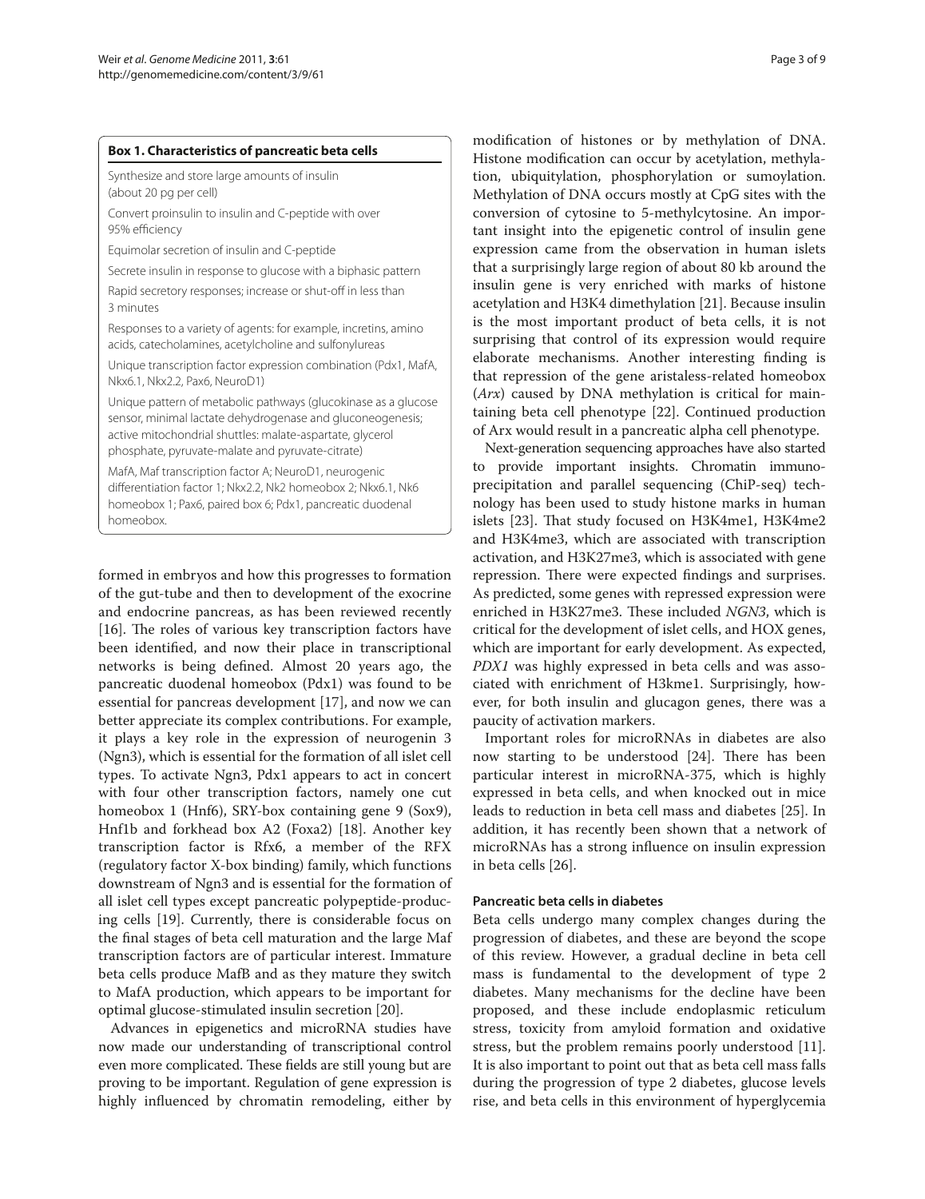**Box 1. Characteristics of pancreatic beta cells**

Synthesize and store large amounts of insulin (about 20 pg per cell)

Convert proinsulin to insulin and C-peptide with over 95% efficiency

Equimolar secretion of insulin and C-peptide

Secrete insulin in response to glucose with a biphasic pattern

Rapid secretory responses; increase or shut-off in less than 3 minutes

Responses to a variety of agents: for example, incretins, amino acids, catecholamines, acetylcholine and sulfonylureas

Unique transcription factor expression combination (Pdx1, MafA, Nkx6.1, Nkx2.2, Pax6, NeuroD1)

Unique pattern of metabolic pathways (glucokinase as a glucose sensor, minimal lactate dehydrogenase and gluconeogenesis; active mitochondrial shuttles: malate-aspartate, glycerol phosphate, pyruvate-malate and pyruvate-citrate)

MafA, Maf transcription factor A; NeuroD1, neurogenic differentiation factor 1; Nkx2.2, Nk2 homeobox 2; Nkx6.1, Nk6 homeobox 1; Pax6, paired box 6; Pdx1, pancreatic duodenal homeobox.

formed in embryos and how this progresses to formation of the gut-tube and then to development of the exocrine and endocrine pancreas, as has been reviewed recently [16]. The roles of various key transcription factors have been identified, and now their place in transcriptional networks is being defined. Almost 20 years ago, the pancreatic duodenal homeobox (Pdx1) was found to be essential for pancreas development [17], and now we can better appreciate its complex contributions. For example, it plays a key role in the expression of neurogenin 3 (Ngn3), which is essential for the formation of all islet cell types. To activate Ngn3, Pdx1 appears to act in concert with four other transcription factors, namely one cut homeobox 1 (Hnf6), SRY-box containing gene 9 (Sox9), Hnf1b and forkhead box A2 (Foxa2) [18]. Another key transcription factor is Rfx6, a member of the RFX (regulatory factor X-box binding) family, which functions downstream of Ngn3 and is essential for the formation of all islet cell types except pancreatic polypeptide-producing cells [19]. Currently, there is considerable focus on the final stages of beta cell maturation and the large Maf transcription factors are of particular interest. Immature beta cells produce MafB and as they mature they switch to MafA production, which appears to be important for optimal glucose-stimulated insulin secretion [20].

Advances in epigenetics and microRNA studies have now made our understanding of transcriptional control even more complicated. These fields are still young but are proving to be important. Regulation of gene expression is highly influenced by chromatin remodeling, either by modification of histones or by methylation of DNA. Histone modification can occur by acetylation, methylation, ubiquitylation, phosphorylation or sumoylation. Methylation of DNA occurs mostly at CpG sites with the conversion of cytosine to 5-methylcytosine. An important insight into the epigenetic control of insulin gene expression came from the observation in human islets that a surprisingly large region of about 80 kb around the insulin gene is very enriched with marks of histone acetylation and H3K4 dimethylation [21]. Because insulin is the most important product of beta cells, it is not surprising that control of its expression would require elaborate mechanisms. Another interesting finding is that repression of the gene aristaless-related homeobox (*Arx*) caused by DNA methylation is critical for maintaining beta cell phenotype [22]. Continued production of Arx would result in a pancreatic alpha cell phenotype.

Next-generation sequencing approaches have also started to provide important insights. Chromatin immunoprecipitation and parallel sequencing (ChiP-seq) technology has been used to study histone marks in human islets [23]. That study focused on H3K4me1, H3K4me2 and H3K4me3, which are associated with transcription activation, and H3K27me3, which is associated with gene repression. There were expected findings and surprises. As predicted, some genes with repressed expression were enriched in H3K27me3. These included *NGN3*, which is critical for the development of islet cells, and HOX genes, which are important for early development. As expected, *PDX1* was highly expressed in beta cells and was associated with enrichment of H3kme1. Surprisingly, however, for both insulin and glucagon genes, there was a paucity of activation markers.

Important roles for microRNAs in diabetes are also now starting to be understood [24]. There has been particular interest in microRNA-375, which is highly expressed in beta cells, and when knocked out in mice leads to reduction in beta cell mass and diabetes [25]. In addition, it has recently been shown that a network of microRNAs has a strong influence on insulin expression in beta cells [26].

### Pancreatic beta cells in diabetes

Beta cells undergo many complex changes during the progression of diabetes, and these are beyond the scope of this review. However, a gradual decline in beta cell mass is fundamental to the development of type 2 diabetes. Many mechanisms for the decline have been proposed, and these include endoplasmic reticulum stress, toxicity from amyloid formation and oxidative stress, but the problem remains poorly understood [11]. It is also important to point out that as beta cell mass falls during the progression of type 2 diabetes, glucose levels rise, and beta cells in this environment of hyperglycemia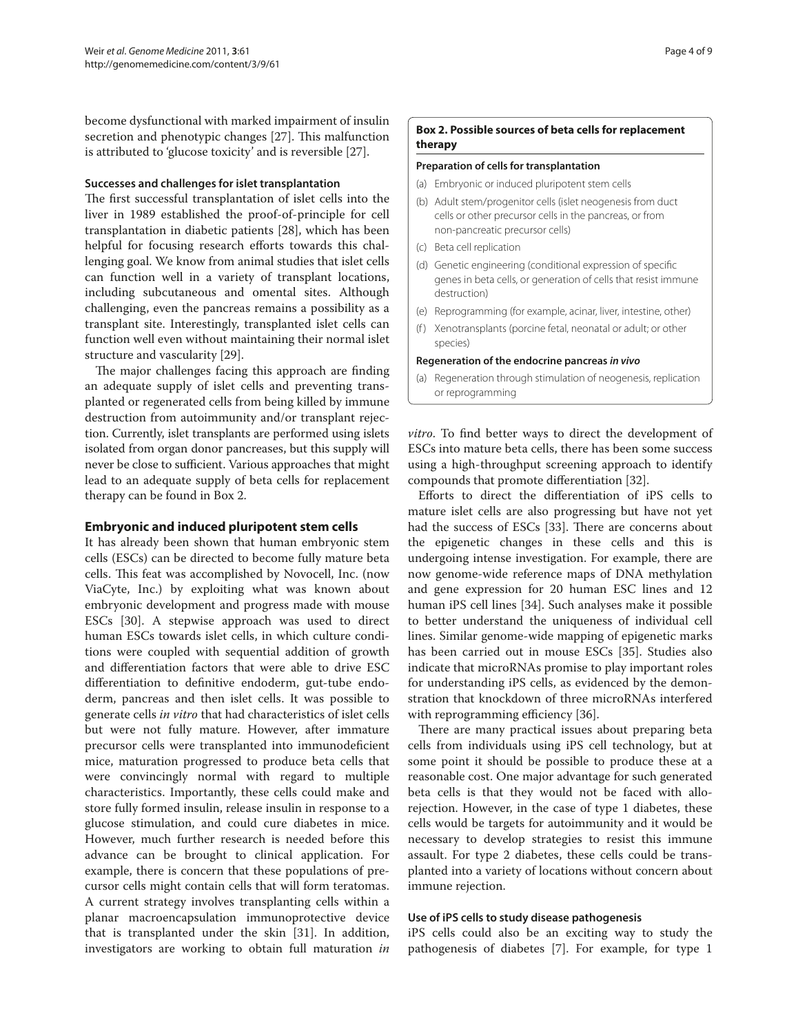become dysfunctional with marked impairment of insulin secretion and phenotypic changes [27]. This malfunction is attributed to 'glucose toxicity' and is reversible [27].

### Successes and challenges for islet transplantation

The first successful transplantation of islet cells into the liver in 1989 established the proof-of-principle for cell transplantation in diabetic patients [28], which has been helpful for focusing research efforts towards this challenging goal. We know from animal studies that islet cells can function well in a variety of transplant locations, including subcutaneous and omental sites. Although challenging, even the pancreas remains a possibility as a transplant site. Interestingly, transplanted islet cells can function well even without maintaining their normal islet structure and vascularity [29].

The major challenges facing this approach are finding an adequate supply of islet cells and preventing transplanted or regenerated cells from being killed by immune destruction from autoimmunity and/or transplant rejection. Currently, islet transplants are performed using islets isolated from organ donor pancreases, but this supply will never be close to sufficient. Various approaches that might lead to an adequate supply of beta cells for replacement therapy can be found in Box 2.

> **Box 2. Possible sources of beta cells for replacement therapy**
>
> **Preparation of cells for transplantation**
>
> (a) Embryonic or induced pluripotent stem cells
>
> (b) Adult stem/progenitor cells (islet neogenesis from duct cells or other precursor cells in the pancreas, or from non-pancreatic precursor cells)
>
> (c) Beta cell replication
>
> (d) Genetic engineering (conditional expression of specific genes in beta cells, or generation of cells that resist immune destruction)
>
> (e) Reprogramming (for example, acinar, liver, intestine, other)
>
> (f) Xenotransplants (porcine fetal, neonatal or adult; or other species)
>
> **Regeneration of the endocrine pancreas *in vivo***
>
> (a) Regeneration through stimulation of neogenesis, replication or reprogramming

## Embryonic and induced pluripotent stem cells

It has already been shown that human embryonic stem cells (ESCs) can be directed to become fully mature beta cells. This feat was accomplished by Novocell, Inc. (now ViaCyte, Inc.) by exploiting what was known about embryonic development and progress made with mouse ESCs [30]. A stepwise approach was used to direct human ESCs towards islet cells, in which culture conditions were coupled with sequential addition of growth and differentiation factors that were able to drive ESC differentiation to definitive endoderm, gut-tube endoderm, pancreas and then islet cells. It was possible to generate cells *in vitro* that had characteristics of islet cells but were not fully mature. However, after immature precursor cells were transplanted into immunodeficient mice, maturation progressed to produce beta cells that were convincingly normal with regard to multiple characteristics. Importantly, these cells could make and store fully formed insulin, release insulin in response to a glucose stimulation, and could cure diabetes in mice. However, much further research is needed before this advance can be brought to clinical application. For example, there is concern that these populations of precursor cells might contain cells that will form teratomas. A current strategy involves transplanting cells within a planar macroencapsulation immunoprotective device that is transplanted under the skin [31]. In addition, investigators are working to obtain full maturation *in vitro*. To find better ways to direct the development of ESCs into mature beta cells, there has been some success using a high-throughput screening approach to identify compounds that promote differentiation [32].

Efforts to direct the differentiation of iPS cells to mature islet cells are also progressing but have not yet had the success of ESCs [33]. There are concerns about the epigenetic changes in these cells and this is undergoing intense investigation. For example, there are now genome-wide reference maps of DNA methylation and gene expression for 20 human ESC lines and 12 human iPS cell lines [34]. Such analyses make it possible to better understand the uniqueness of individual cell lines. Similar genome-wide mapping of epigenetic marks has been carried out in mouse ESCs [35]. Studies also indicate that microRNAs promise to play important roles for understanding iPS cells, as evidenced by the demonstration that knockdown of three microRNAs interfered with reprogramming efficiency [36].

There are many practical issues about preparing beta cells from individuals using iPS cell technology, but at some point it should be possible to produce these at a reasonable cost. One major advantage for such generated beta cells is that they would not be faced with allo-rejection. However, in the case of type 1 diabetes, these cells would be targets for autoimmunity and it would be necessary to develop strategies to resist this immune assault. For type 2 diabetes, these cells could be transplanted into a variety of locations without concern about immune rejection.

### Use of iPS cells to study disease pathogenesis

iPS cells could also be an exciting way to study the pathogenesis of diabetes [7]. For example, for type 1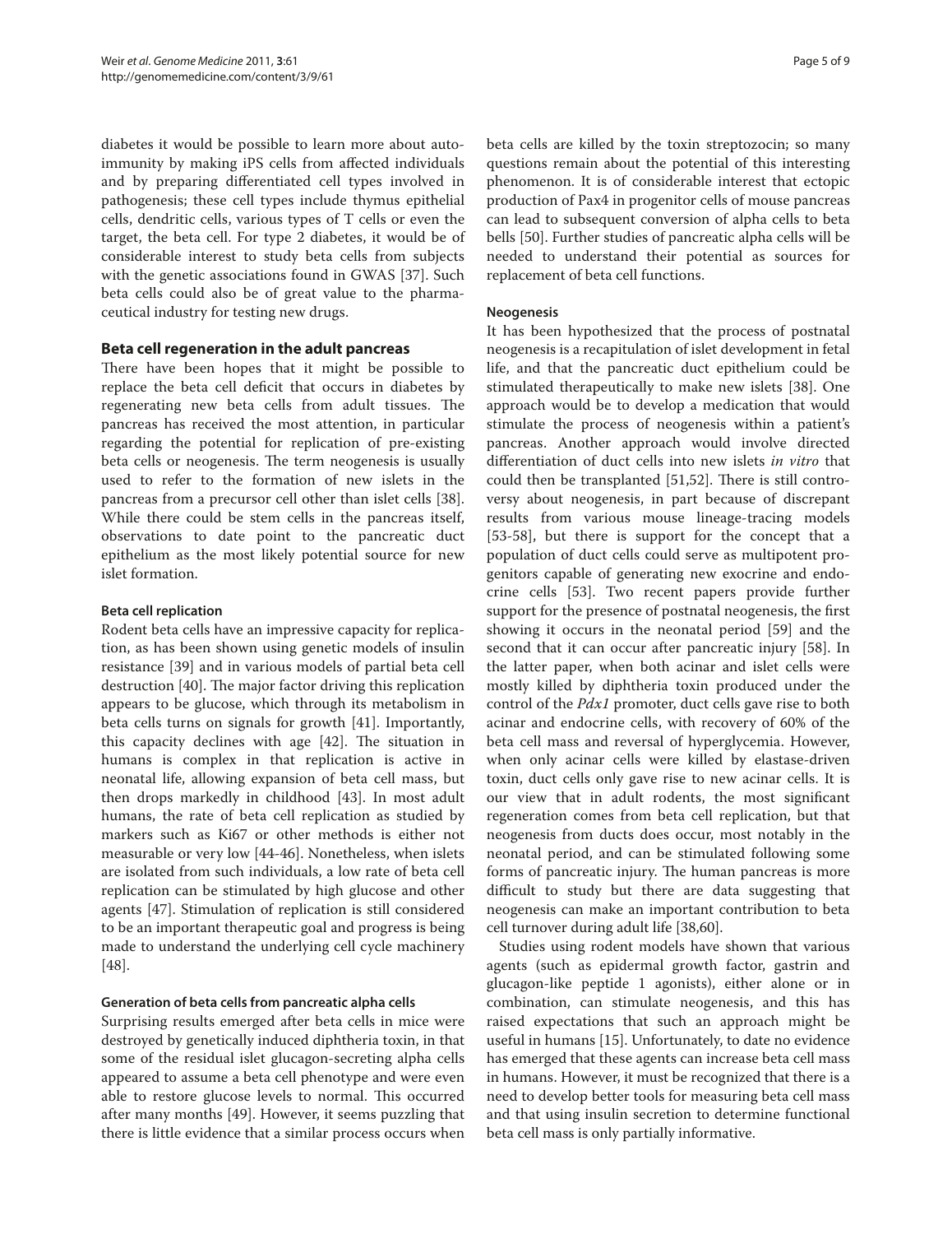diabetes it would be possible to learn more about autoimmunity by making iPS cells from affected individuals and by preparing differentiated cell types involved in pathogenesis; these cell types include thymus epithelial cells, dendritic cells, various types of T cells or even the target, the beta cell. For type 2 diabetes, it would be of considerable interest to study beta cells from subjects with the genetic associations found in GWAS [37]. Such beta cells could also be of great value to the pharmaceutical industry for testing new drugs.

## Beta cell regeneration in the adult pancreas

There have been hopes that it might be possible to replace the beta cell deficit that occurs in diabetes by regenerating new beta cells from adult tissues. The pancreas has received the most attention, in particular regarding the potential for replication of pre-existing beta cells or neogenesis. The term neogenesis is usually used to refer to the formation of new islets in the pancreas from a precursor cell other than islet cells [38]. While there could be stem cells in the pancreas itself, observations to date point to the pancreatic duct epithelium as the most likely potential source for new islet formation.

### Beta cell replication

Rodent beta cells have an impressive capacity for replication, as has been shown using genetic models of insulin resistance [39] and in various models of partial beta cell destruction [40]. The major factor driving this replication appears to be glucose, which through its metabolism in beta cells turns on signals for growth [41]. Importantly, this capacity declines with age [42]. The situation in humans is complex in that replication is active in neonatal life, allowing expansion of beta cell mass, but then drops markedly in childhood [43]. In most adult humans, the rate of beta cell replication as studied by markers such as Ki67 or other methods is either not measurable or very low [44-46]. Nonetheless, when islets are isolated from such individuals, a low rate of beta cell replication can be stimulated by high glucose and other agents [47]. Stimulation of replication is still considered to be an important therapeutic goal and progress is being made to understand the underlying cell cycle machinery [48].

### Generation of beta cells from pancreatic alpha cells

Surprising results emerged after beta cells in mice were destroyed by genetically induced diphtheria toxin, in that some of the residual islet glucagon-secreting alpha cells appeared to assume a beta cell phenotype and were even able to restore glucose levels to normal. This occurred after many months [49]. However, it seems puzzling that there is little evidence that a similar process occurs when beta cells are killed by the toxin streptozocin; so many questions remain about the potential of this interesting phenomenon. It is of considerable interest that ectopic production of Pax4 in progenitor cells of mouse pancreas can lead to subsequent conversion of alpha cells to beta bells [50]. Further studies of pancreatic alpha cells will be needed to understand their potential as sources for replacement of beta cell functions.

### Neogenesis

It has been hypothesized that the process of postnatal neogenesis is a recapitulation of islet development in fetal life, and that the pancreatic duct epithelium could be stimulated therapeutically to make new islets [38]. One approach would be to develop a medication that would stimulate the process of neogenesis within a patient's pancreas. Another approach would involve directed differentiation of duct cells into new islets *in vitro* that could then be transplanted [51,52]. There is still controversy about neogenesis, in part because of discrepant results from various mouse lineage-tracing models [53-58], but there is support for the concept that a population of duct cells could serve as multipotent progenitors capable of generating new exocrine and endocrine cells [53]. Two recent papers provide further support for the presence of postnatal neogenesis, the first showing it occurs in the neonatal period [59] and the second that it can occur after pancreatic injury [58]. In the latter paper, when both acinar and islet cells were mostly killed by diphtheria toxin produced under the control of the *Pdx1* promoter, duct cells gave rise to both acinar and endocrine cells, with recovery of 60% of the beta cell mass and reversal of hyperglycemia. However, when only acinar cells were killed by elastase-driven toxin, duct cells only gave rise to new acinar cells. It is our view that in adult rodents, the most significant regeneration comes from beta cell replication, but that neogenesis from ducts does occur, most notably in the neonatal period, and can be stimulated following some forms of pancreatic injury. The human pancreas is more difficult to study but there are data suggesting that neogenesis can make an important contribution to beta cell turnover during adult life [38,60].

Studies using rodent models have shown that various agents (such as epidermal growth factor, gastrin and glucagon-like peptide 1 agonists), either alone or in combination, can stimulate neogenesis, and this has raised expectations that such an approach might be useful in humans [15]. Unfortunately, to date no evidence has emerged that these agents can increase beta cell mass in humans. However, it must be recognized that there is a need to develop better tools for measuring beta cell mass and that using insulin secretion to determine functional beta cell mass is only partially informative.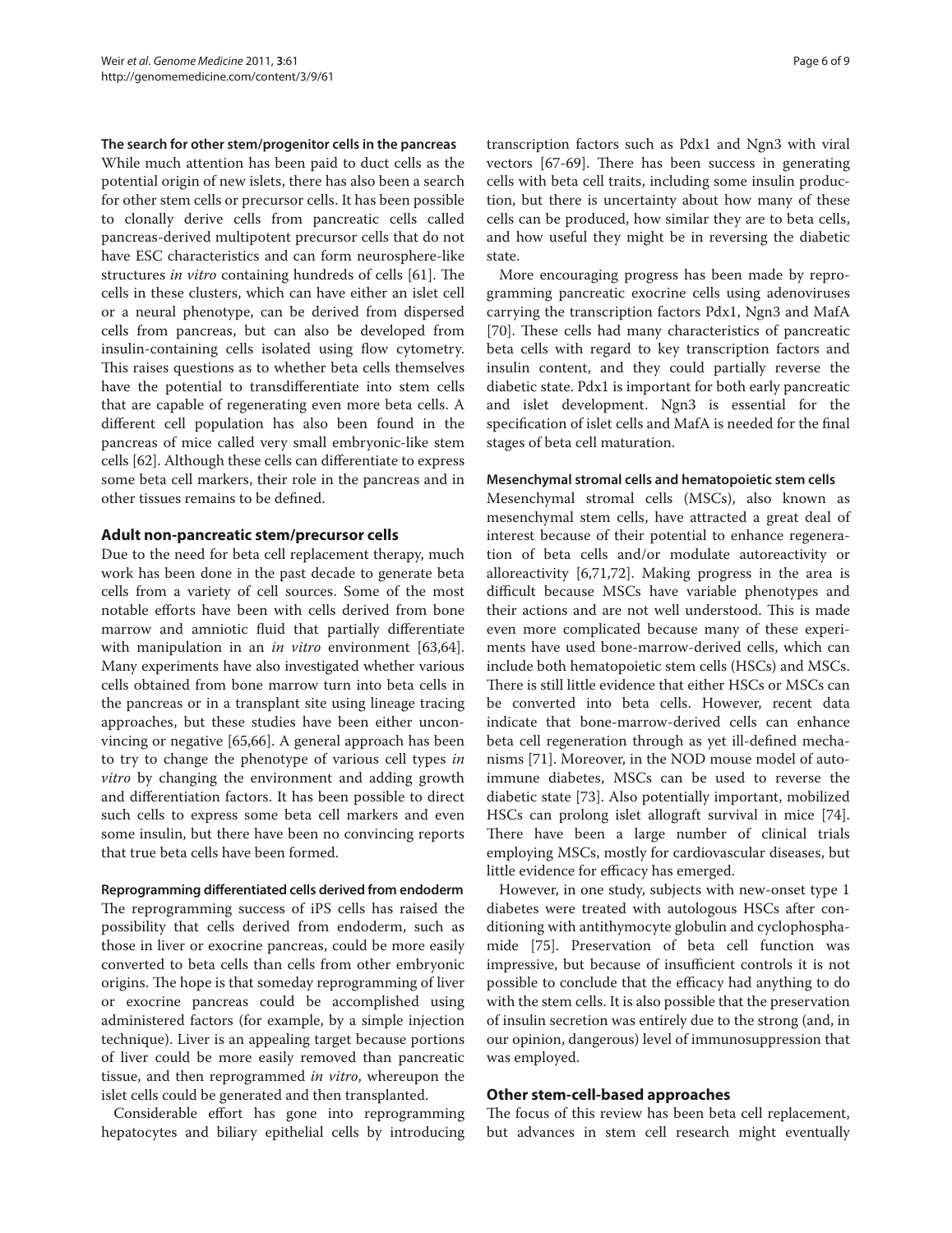### The search for other stem/progenitor cells in the pancreas

While much attention has been paid to duct cells as the potential origin of new islets, there has also been a search for other stem cells or precursor cells. It has been possible to clonally derive cells from pancreatic cells called pancreas-derived multipotent precursor cells that do not have ESC characteristics and can form neurosphere-like structures *in vitro* containing hundreds of cells [61]. The cells in these clusters, which can have either an islet cell or a neural phenotype, can be derived from dispersed cells from pancreas, but can also be developed from insulin-containing cells isolated using flow cytometry. This raises questions as to whether beta cells themselves have the potential to transdifferentiate into stem cells that are capable of regenerating even more beta cells. A different cell population has also been found in the pancreas of mice called very small embryonic-like stem cells [62]. Although these cells can differentiate to express some beta cell markers, their role in the pancreas and in other tissues remains to be defined.

## Adult non-pancreatic stem/precursor cells

Due to the need for beta cell replacement therapy, much work has been done in the past decade to generate beta cells from a variety of cell sources. Some of the most notable efforts have been with cells derived from bone marrow and amniotic fluid that partially differentiate with manipulation in an *in vitro* environment [63,64]. Many experiments have also investigated whether various cells obtained from bone marrow turn into beta cells in the pancreas or in a transplant site using lineage tracing approaches, but these studies have been either unconvincing or negative [65,66]. A general approach has been to try to change the phenotype of various cell types *in vitro* by changing the environment and adding growth and differentiation factors. It has been possible to direct such cells to express some beta cell markers and even some insulin, but there have been no convincing reports that true beta cells have been formed.

### Reprogramming differentiated cells derived from endoderm

The reprogramming success of iPS cells has raised the possibility that cells derived from endoderm, such as those in liver or exocrine pancreas, could be more easily converted to beta cells than cells from other embryonic origins. The hope is that someday reprogramming of liver or exocrine pancreas could be accomplished using administered factors (for example, by a simple injection technique). Liver is an appealing target because portions of liver could be more easily removed than pancreatic tissue, and then reprogrammed *in vitro*, whereupon the islet cells could be generated and then transplanted.

Considerable effort has gone into reprogramming hepatocytes and biliary epithelial cells by introducing transcription factors such as Pdx1 and Ngn3 with viral vectors [67-69]. There has been success in generating cells with beta cell traits, including some insulin production, but there is uncertainty about how many of these cells can be produced, how similar they are to beta cells, and how useful they might be in reversing the diabetic state.

More encouraging progress has been made by reprogramming pancreatic exocrine cells using adenoviruses carrying the transcription factors Pdx1, Ngn3 and MafA [70]. These cells had many characteristics of pancreatic beta cells with regard to key transcription factors and insulin content, and they could partially reverse the diabetic state. Pdx1 is important for both early pancreatic and islet development. Ngn3 is essential for the specification of islet cells and MafA is needed for the final stages of beta cell maturation.

### Mesenchymal stromal cells and hematopoietic stem cells

Mesenchymal stromal cells (MSCs), also known as mesenchymal stem cells, have attracted a great deal of interest because of their potential to enhance regeneration of beta cells and/or modulate autoreactivity or alloreactivity [6,71,72]. Making progress in the area is difficult because MSCs have variable phenotypes and their actions and are not well understood. This is made even more complicated because many of these experiments have used bone-marrow-derived cells, which can include both hematopoietic stem cells (HSCs) and MSCs. There is still little evidence that either HSCs or MSCs can be converted into beta cells. However, recent data indicate that bone-marrow-derived cells can enhance beta cell regeneration through as yet ill-defined mechanisms [71]. Moreover, in the NOD mouse model of autoimmune diabetes, MSCs can be used to reverse the diabetic state [73]. Also potentially important, mobilized HSCs can prolong islet allograft survival in mice [74]. There have been a large number of clinical trials employing MSCs, mostly for cardiovascular diseases, but little evidence for efficacy has emerged.

However, in one study, subjects with new-onset type 1 diabetes were treated with autologous HSCs after conditioning with antithymocyte globulin and cyclophosphamide [75]. Preservation of beta cell function was impressive, but because of insufficient controls it is not possible to conclude that the efficacy had anything to do with the stem cells. It is also possible that the preservation of insulin secretion was entirely due to the strong (and, in our opinion, dangerous) level of immunosuppression that was employed.

## Other stem-cell-based approaches

The focus of this review has been beta cell replacement, but advances in stem cell research might eventually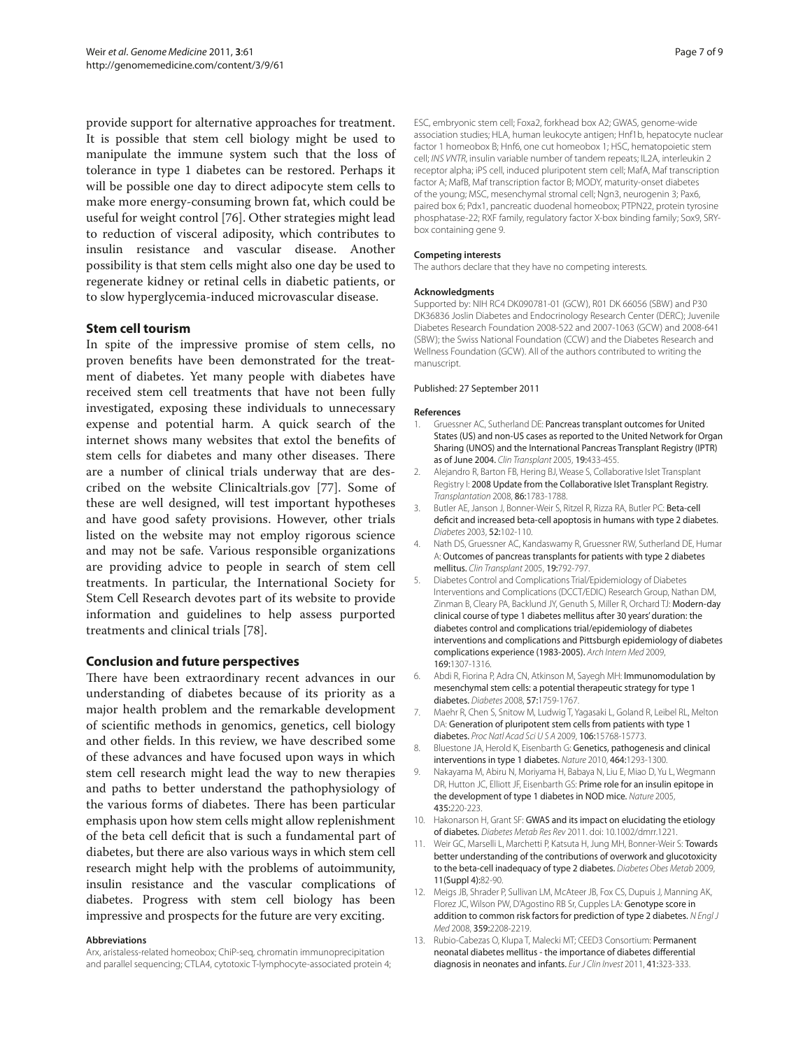provide support for alternative approaches for treatment. It is possible that stem cell biology might be used to manipulate the immune system such that the loss of tolerance in type 1 diabetes can be restored. Perhaps it will be possible one day to direct adipocyte stem cells to make more energy-consuming brown fat, which could be useful for weight control [76]. Other strategies might lead to reduction of visceral adiposity, which contributes to insulin resistance and vascular disease. Another possibility is that stem cells might also one day be used to regenerate kidney or retinal cells in diabetic patients, or to slow hyperglycemia-induced microvascular disease.

## Stem cell tourism

In spite of the impressive promise of stem cells, no proven benefits have been demonstrated for the treatment of diabetes. Yet many people with diabetes have received stem cell treatments that have not been fully investigated, exposing these individuals to unnecessary expense and potential harm. A quick search of the internet shows many websites that extol the benefits of stem cells for diabetes and many other diseases. There are a number of clinical trials underway that are described on the website Clinicaltrials.gov [77]. Some of these are well designed, will test important hypotheses and have good safety provisions. However, other trials listed on the website may not employ rigorous science and may not be safe. Various responsible organizations are providing advice to people in search of stem cell treatments. In particular, the International Society for Stem Cell Research devotes part of its website to provide information and guidelines to help assess purported treatments and clinical trials [78].

## Conclusion and future perspectives

There have been extraordinary recent advances in our understanding of diabetes because of its priority as a major health problem and the remarkable development of scientific methods in genomics, genetics, cell biology and other fields. In this review, we have described some of these advances and have focused upon ways in which stem cell research might lead the way to new therapies and paths to better understand the pathophysiology of the various forms of diabetes. There has been particular emphasis upon how stem cells might allow replenishment of the beta cell deficit that is such a fundamental part of diabetes, but there are also various ways in which stem cell research might help with the problems of autoimmunity, insulin resistance and the vascular complications of diabetes. Progress with stem cell biology has been impressive and prospects for the future are very exciting.

#### Abbreviations

Arx, aristaless-related homeobox; ChiP-seq, chromatin immunoprecipitation and parallel sequencing; CTLA4, cytotoxic T-lymphocyte-associated protein 4; ESC, embryonic stem cell; Foxa2, forkhead box A2; GWAS, genome-wide association studies; HLA, human leukocyte antigen; Hnf1b, hepatocyte nuclear factor 1 homeobox B; Hnf6, one cut homeobox 1; HSC, hematopoietic stem cell; *INS VNTR*, insulin variable number of tandem repeats; IL2A, interleukin 2 receptor alpha; iPS cell, induced pluripotent stem cell; MafA, Maf transcription factor A; MafB, Maf transcription factor B; MODY, maturity-onset diabetes of the young; MSC, mesenchymal stromal cell; Ngn3, neurogenin 3; Pax6, paired box 6; Pdx1, pancreatic duodenal homeobox; PTPN22, protein tyrosine phosphatase-22; RXF family, regulatory factor X-box binding family; Sox9, SRY-box containing gene 9.

#### Competing interests

The authors declare that they have no competing interests.

#### Acknowledgments

Supported by: NIH RC4 DK090781-01 (GCW), R01 DK 66056 (SBW) and P30 DK36836 Joslin Diabetes and Endocrinology Research Center (DERC); Juvenile Diabetes Research Foundation 2008-522 and 2007-1063 (GCW) and 2008-641 (SBW); the Swiss National Foundation (CCW) and the Diabetes Research and Wellness Foundation (GCW). All of the authors contributed to writing the manuscript.

Published: 27 September 2011

#### References

1. Gruessner AC, Sutherland DE: **Pancreas transplant outcomes for United States (US) and non-US cases as reported to the United Network for Organ Sharing (UNOS) and the International Pancreas Transplant Registry (IPTR) as of June 2004.** *Clin Transplant* 2005, **19:**433-455.
2. Alejandro R, Barton FB, Hering BJ, Wease S, Collaborative Islet Transplant Registry I: **2008 Update from the Collaborative Islet Transplant Registry.** *Transplantation* 2008, **86:**1783-1788.
3. Butler AE, Janson J, Bonner-Weir S, Ritzel R, Rizza RA, Butler PC: **Beta-cell deficit and increased beta-cell apoptosis in humans with type 2 diabetes.** *Diabetes* 2003, **52:**102-110.
4. Nath DS, Gruessner AC, Kandaswamy R, Gruessner RW, Sutherland DE, Humar A: **Outcomes of pancreas transplants for patients with type 2 diabetes mellitus.** *Clin Transplant* 2005, **19:**792-797.
5. Diabetes Control and Complications Trial/Epidemiology of Diabetes Interventions and Complications (DCCT/EDIC) Research Group, Nathan DM, Zinman B, Cleary PA, Backlund JY, Genuth S, Miller R, Orchard TJ: **Modern-day clinical course of type 1 diabetes mellitus after 30 years' duration: the diabetes control and complications trial/epidemiology of diabetes interventions and complications and Pittsburgh epidemiology of diabetes complications experience (1983-2005).** *Arch Intern Med* 2009, **169:**1307-1316.
6. Abdi R, Fiorina P, Adra CN, Atkinson M, Sayegh MH: **Immunomodulation by mesenchymal stem cells: a potential therapeutic strategy for type 1 diabetes.** *Diabetes* 2008, **57:**1759-1767.
7. Maehr R, Chen S, Snitow M, Ludwig T, Yagasaki L, Goland R, Leibel RL, Melton DA: **Generation of pluripotent stem cells from patients with type 1 diabetes.** *Proc Natl Acad Sci U S A* 2009, **106:**15768-15773.
8. Bluestone JA, Herold K, Eisenbarth G: **Genetics, pathogenesis and clinical interventions in type 1 diabetes.** *Nature* 2010, **464:**1293-1300.
9. Nakayama M, Abiru N, Moriyama H, Babaya N, Liu E, Miao D, Yu L, Wegmann DR, Hutton JC, Elliott JF, Eisenbarth GS: **Prime role for an insulin epitope in the development of type 1 diabetes in NOD mice.** *Nature* 2005, **435:**220-223.
10. Hakonarson H, Grant SF: **GWAS and its impact on elucidating the etiology of diabetes.** *Diabetes Metab Res Rev* 2011. doi: 10.1002/dmrr.1221.
11. Weir GC, Marselli L, Marchetti P, Katsuta H, Jung MH, Bonner-Weir S: **Towards better understanding of the contributions of overwork and glucotoxicity to the beta-cell inadequacy of type 2 diabetes.** *Diabetes Obes Metab* 2009, **11(Suppl 4):**82-90.
12. Meigs JB, Shrader P, Sullivan LM, McAteer JB, Fox CS, Dupuis J, Manning AK, Florez JC, Wilson PW, D'Agostino RB Sr, Cupples LA: **Genotype score in addition to common risk factors for prediction of type 2 diabetes.** *N Engl J Med* 2008, **359:**2208-2219.
13. Rubio-Cabezas O, Klupa T, Malecki MT; CEED3 Consortium: **Permanent neonatal diabetes mellitus - the importance of diabetes differential diagnosis in neonates and infants.** *Eur J Clin Invest* 2011, **41:**323-333.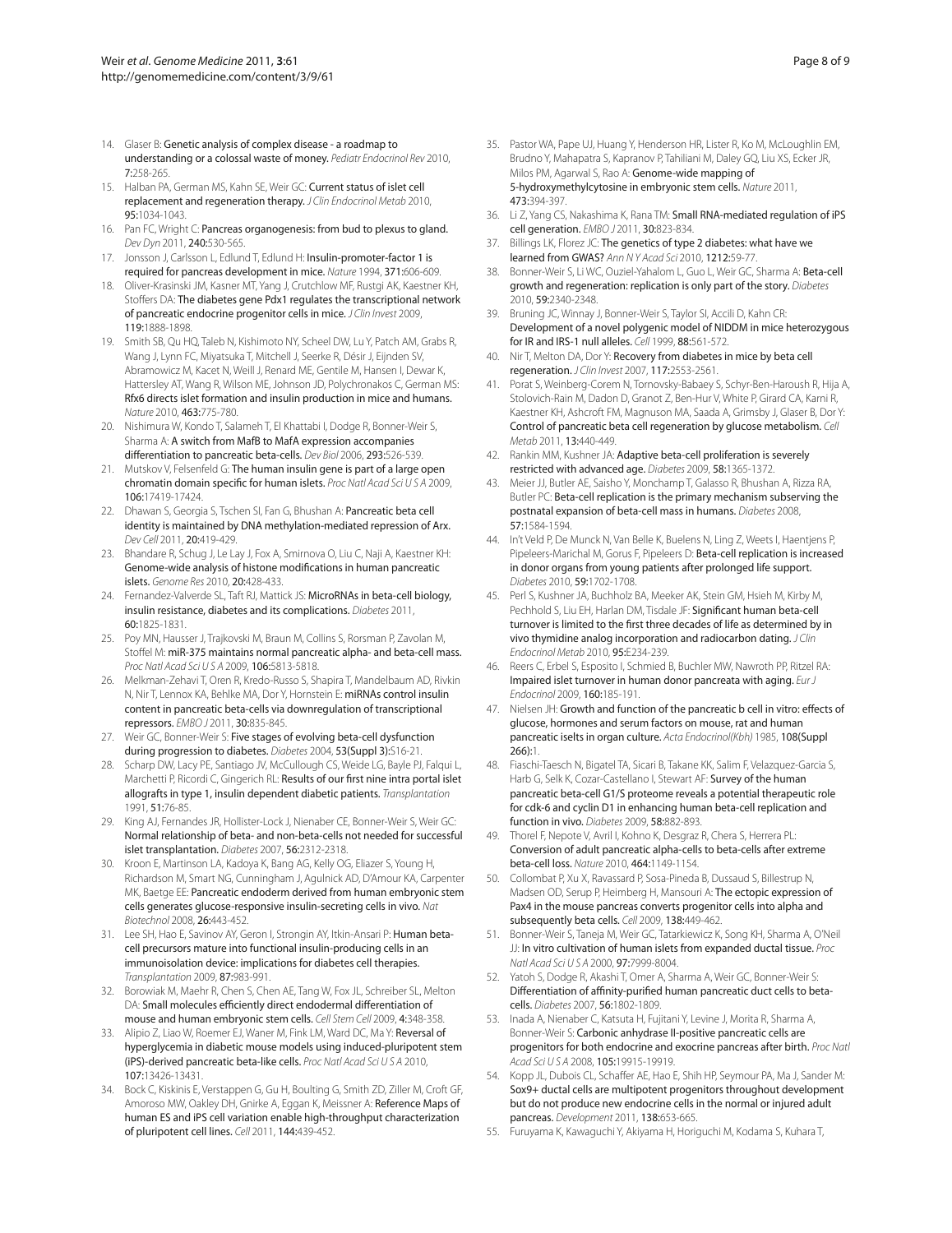14. Glaser B: Genetic analysis of complex disease - a roadmap to understanding or a colossal waste of money. *Pediatr Endocrinol Rev* 2010, **7**:258-265.
15. Halban PA, German MS, Kahn SE, Weir GC: Current status of islet cell replacement and regeneration therapy. *J Clin Endocrinol Metab* 2010, **95**:1034-1043.
16. Pan FC, Wright C: Pancreas organogenesis: from bud to plexus to gland. *Dev Dyn* 2011, **240**:530-565.
17. Jonsson J, Carlsson L, Edlund T, Edlund H: Insulin-promoter-factor 1 is required for pancreas development in mice. *Nature* 1994, **371**:606-609.
18. Oliver-Krasinski JM, Kasner MT, Yang J, Crutchlow MF, Rustgi AK, Kaestner KH, Stoffers DA: The diabetes gene Pdx1 regulates the transcriptional network of pancreatic endocrine progenitor cells in mice. *J Clin Invest* 2009, **119**:1888-1898.
19. Smith SB, Qu HQ, Taleb N, Kishimoto NY, Scheel DW, Lu Y, Patch AM, Grabs R, Wang J, Lynn FC, Miyatsuka T, Mitchell J, Seerke R, Désir J, Eijnden SV, Abramowicz M, Kacet N, Weill J, Renard ME, Gentile M, Hansen I, Dewar K, Hattersley AT, Wang R, Wilson ME, Johnson JD, Polychronakos C, German MS: Rfx6 directs islet formation and insulin production in mice and humans. *Nature* 2010, **463**:775-780.
20. Nishimura W, Kondo T, Salameh T, El Khattabi I, Dodge R, Bonner-Weir S, Sharma A: A switch from MafB to MafA expression accompanies differentiation to pancreatic beta-cells. *Dev Biol* 2006, **293**:526-539.
21. Mutskov V, Felsenfeld G: The human insulin gene is part of a large open chromatin domain specific for human islets. *Proc Natl Acad Sci U S A* 2009, **106**:17419-17424.
22. Dhawan S, Georgia S, Tschen SI, Fan G, Bhushan A: Pancreatic beta cell identity is maintained by DNA methylation-mediated repression of Arx. *Dev Cell* 2011, **20**:419-429.
23. Bhandare R, Schug J, Le Lay J, Fox A, Smirnova O, Liu C, Naji A, Kaestner KH: Genome-wide analysis of histone modifications in human pancreatic islets. *Genome Res* 2010, **20**:428-433.
24. Fernandez-Valverde SL, Taft RJ, Mattick JS: MicroRNAs in beta-cell biology, insulin resistance, diabetes and its complications. *Diabetes* 2011, **60**:1825-1831.
25. Poy MN, Hausser J, Trajkovski M, Braun M, Collins S, Rorsman P, Zavolan M, Stoffel M: miR-375 maintains normal pancreatic alpha- and beta-cell mass. *Proc Natl Acad Sci U S A* 2009, **106**:5813-5818.
26. Melkman-Zehavi T, Oren R, Kredo-Russo S, Shapira T, Mandelbaum AD, Rivkin N, Nir T, Lennox KA, Behlke MA, Dor Y, Hornstein E: miRNAs control insulin content in pancreatic beta-cells via downregulation of transcriptional repressors. *EMBO J* 2011, **30**:835-845.
27. Weir GC, Bonner-Weir S: Five stages of evolving beta-cell dysfunction during progression to diabetes. *Diabetes* 2004, **53(Suppl 3)**:S16-21.
28. Scharp DW, Lacy PE, Santiago JV, McCullough CS, Weide LG, Bayle PJ, Falqui L, Marchetti P, Ricordi C, Gingerich RL: Results of our first nine intra portal islet allografts in type 1, insulin dependent diabetic patients. *Transplantation* 1991, **51**:76-85.
29. King AJ, Fernandes JR, Hollister-Lock J, Nienaber CE, Bonner-Weir S, Weir GC: Normal relationship of beta- and non-beta-cells not needed for successful islet transplantation. *Diabetes* 2007, **56**:2312-2318.
30. Kroon E, Martinson LA, Kadoya K, Bang AG, Kelly OG, Eliazer S, Young H, Richardson M, Smart NG, Cunningham J, Agulnick AD, D'Amour KA, Carpenter MK, Baetge EE: Pancreatic endoderm derived from human embryonic stem cells generates glucose-responsive insulin-secreting cells in vivo. *Nat Biotechnol* 2008, **26**:443-452.
31. Lee SH, Hao E, Savinov AY, Geron I, Strongin AY, Itkin-Ansari P: Human beta-cell precursors mature into functional insulin-producing cells in an immunoisolation device: implications for diabetes cell therapies. *Transplantation* 2009, **87**:983-991.
32. Borowiak M, Maehr R, Chen S, Chen AE, Tang W, Fox JL, Schreiber SL, Melton DA: Small molecules efficiently direct endodermal differentiation of mouse and human embryonic stem cells. *Cell Stem Cell* 2009, **4**:348-358.
33. Alipio Z, Liao W, Roemer EJ, Waner M, Fink LM, Ward DC, Ma Y: Reversal of hyperglycemia in diabetic mouse models using induced-pluripotent stem (iPS)-derived pancreatic beta-like cells. *Proc Natl Acad Sci U S A* 2010, **107**:13426-13431.
34. Bock C, Kiskinis E, Verstappen G, Gu H, Boulting G, Smith ZD, Ziller M, Croft GF, Amoroso MW, Oakley DH, Gnirke A, Eggan K, Meissner A: Reference Maps of human ES and iPS cell variation enable high-throughput characterization of pluripotent cell lines. *Cell* 2011, **144**:439-452.
35. Pastor WA, Pape UJ, Huang Y, Henderson HR, Lister R, Ko M, McLoughlin EM, Brudno Y, Mahapatra S, Kapranov P, Tahiliani M, Daley GQ, Liu XS, Ecker JR, Milos PM, Agarwal S, Rao A: Genome-wide mapping of 5-hydroxymethylcytosine in embryonic stem cells. *Nature* 2011, **473**:394-397.
36. Li Z, Yang CS, Nakashima K, Rana TM: Small RNA-mediated regulation of iPS cell generation. *EMBO J* 2011, **30**:823-834.
37. Billings LK, Florez JC: The genetics of type 2 diabetes: what have we learned from GWAS? *Ann N Y Acad Sci* 2010, **1212**:59-77.
38. Bonner-Weir S, Li WC, Ouziel-Yahalom L, Guo L, Weir GC, Sharma A: Beta-cell growth and regeneration: replication is only part of the story. *Diabetes* 2010, **59**:2340-2348.
39. Bruning JC, Winnay J, Bonner-Weir S, Taylor SI, Accili D, Kahn CR: Development of a novel polygenic model of NIDDM in mice heterozygous for IR and IRS-1 null alleles. *Cell* 1999, **88**:561-572.
40. Nir T, Melton DA, Dor Y: Recovery from diabetes in mice by beta cell regeneration. *J Clin Invest* 2007, **117**:2553-2561.
41. Porat S, Weinberg-Corem N, Tornovsky-Babaey S, Schyr-Ben-Haroush R, Hija A, Stolovich-Rain M, Dadon D, Granot Z, Ben-Hur V, White P, Girard CA, Karni R, Kaestner KH, Ashcroft FM, Magnuson MA, Saada A, Grimsby J, Glaser B, Dor Y: Control of pancreatic beta cell regeneration by glucose metabolism. *Cell Metab* 2011, **13**:440-449.
42. Rankin MM, Kushner JA: Adaptive beta-cell proliferation is severely restricted with advanced age. *Diabetes* 2009, **58**:1365-1372.
43. Meier JJ, Butler AE, Saisho Y, Monchamp T, Galasso R, Bhushan A, Rizza RA, Butler PC: Beta-cell replication is the primary mechanism subserving the postnatal expansion of beta-cell mass in humans. *Diabetes* 2008, **57**:1584-1594.
44. In't Veld P, De Munck N, Van Belle K, Buelens N, Ling Z, Weets I, Haentjens P, Pipeleers-Marichal M, Gorus F, Pipeleers D: Beta-cell replication is increased in donor organs from young patients after prolonged life support. *Diabetes* 2010, **59**:1702-1708.
45. Perl S, Kushner JA, Buchholz BA, Meeker AK, Stein GM, Hsieh M, Kirby M, Pechhold S, Liu EH, Harlan DM, Tisdale JF: Significant human beta-cell turnover is limited to the first three decades of life as determined by in vivo thymidine analog incorporation and radiocarbon dating. *J Clin Endocrinol Metab* 2010, **95**:E234-239.
46. Reers C, Erbel S, Esposito I, Schmied B, Buchler MW, Nawroth PP, Ritzel RA: Impaired islet turnover in human donor pancreata with aging. *Eur J Endocrinol* 2009, **160**:185-191.
47. Nielsen JH: Growth and function of the pancreatic b cell in vitro: effects of glucose, hormones and serum factors on mouse, rat and human pancreatic iselts in organ culture. *Acta Endocrinol(Kbh)* 1985, **108(Suppl 266)**:1.
48. Fiaschi-Taesch N, Bigatel TA, Sicari B, Takane KK, Salim F, Velazquez-Garcia S, Harb G, Selk K, Cozar-Castellano I, Stewart AF: Survey of the human pancreatic beta-cell G1/S proteome reveals a potential therapeutic role for cdk-6 and cyclin D1 in enhancing human beta-cell replication and function in vivo. *Diabetes* 2009, **58**:882-893.
49. Thorel F, Nepote V, Avril I, Kohno K, Desgraz R, Chera S, Herrera PL: Conversion of adult pancreatic alpha-cells to beta-cells after extreme beta-cell loss. *Nature* 2010, **464**:1149-1154.
50. Collombat P, Xu X, Ravassard P, Sosa-Pineda B, Dussaud S, Billestrup N, Madsen OD, Serup P, Heimberg H, Mansouri A: The ectopic expression of Pax4 in the mouse pancreas converts progenitor cells into alpha and subsequently beta cells. *Cell* 2009, **138**:449-462.
51. Bonner-Weir S, Taneja M, Weir GC, Tatarkiewicz K, Song KH, Sharma A, O'Neil JJ: In vitro cultivation of human islets from expanded ductal tissue. *Proc Natl Acad Sci U S A* 2000, **97**:7999-8004.
52. Yatoh S, Dodge R, Akashi T, Omer A, Sharma A, Weir GC, Bonner-Weir S: Differentiation of affinity-purified human pancreatic duct cells to beta-cells. *Diabetes* 2007, **56**:1802-1809.
53. Inada A, Nienaber C, Katsuta H, Fujitani Y, Levine J, Morita R, Sharma A, Bonner-Weir S: Carbonic anhydrase II-positive pancreatic cells are progenitors for both endocrine and exocrine pancreas after birth. *Proc Natl Acad Sci U S A* 2008, **105**:19915-19919.
54. Kopp JL, Dubois CL, Schaffer AE, Hao E, Shih HP, Seymour PA, Ma J, Sander M: Sox9+ ductal cells are multipotent progenitors throughout development but do not produce new endocrine cells in the normal or injured adult pancreas. *Development* 2011, **138**:653-665.
55. Furuyama K, Kawaguchi Y, Akiyama H, Horiguchi M, Kodama S, Kuhara T,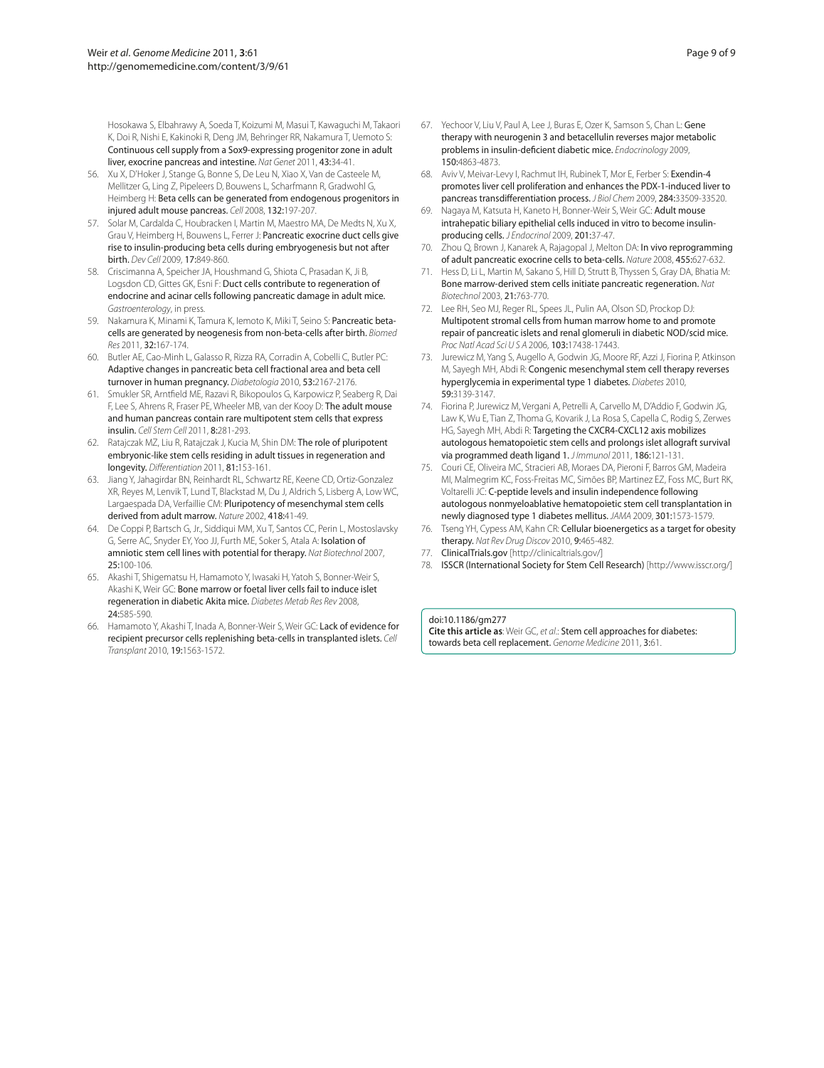Hosokawa S, Elbahrawy A, Soeda T, Koizumi M, Masui T, Kawaguchi M, Takaori K, Doi R, Nishi E, Kakinoki R, Deng JM, Behringer RR, Nakamura T, Uemoto S: Continuous cell supply from a Sox9-expressing progenitor zone in adult liver, exocrine pancreas and intestine. *Nat Genet* 2011, **43**:34-41.

56. Xu X, D'Hoker J, Stange G, Bonne S, De Leu N, Xiao X, Van de Casteele M, Mellitzer G, Ling Z, Pipeleers D, Bouwens L, Scharfmann R, Gradwohl G, Heimberg H: Beta cells can be generated from endogenous progenitors in injured adult mouse pancreas. *Cell* 2008, **132**:197-207.
57. Solar M, Cardalda C, Houbracken I, Martin M, Maestro MA, De Medts N, Xu X, Grau V, Heimberg H, Bouwens L, Ferrer J: Pancreatic exocrine duct cells give rise to insulin-producing beta cells during embryogenesis but not after birth. *Dev Cell* 2009, **17**:849-860.
58. Criscimanna A, Speicher JA, Houshmand G, Shiota C, Prasadan K, Ji B, Logsdon CD, Gittes GK, Esni F: Duct cells contribute to regeneration of endocrine and acinar cells following pancreatic damage in adult mice. *Gastroenterology*, in press.
59. Nakamura K, Minami K, Tamura K, Iemoto K, Miki T, Seino S: Pancreatic beta-cells are generated by neogenesis from non-beta-cells after birth. *Biomed Res* 2011, **32**:167-174.
60. Butler AE, Cao-Minh L, Galasso R, Rizza RA, Corradin A, Cobelli C, Butler PC: Adaptive changes in pancreatic beta cell fractional area and beta cell turnover in human pregnancy. *Diabetologia* 2010, **53**:2167-2176.
61. Smukler SR, Arntfield ME, Razavi R, Bikopoulos G, Karpowicz P, Seaberg R, Dai F, Lee S, Ahrens R, Fraser PE, Wheeler MB, van der Kooy D: The adult mouse and human pancreas contain rare multipotent stem cells that express insulin. *Cell Stem Cell* 2011, **8**:281-293.
62. Ratajczak MZ, Liu R, Ratajczak J, Kucia M, Shin DM: The role of pluripotent embryonic-like stem cells residing in adult tissues in regeneration and longevity. *Differentiation* 2011, **81**:153-161.
63. Jiang Y, Jahagirdar BN, Reinhardt RL, Schwartz RE, Keene CD, Ortiz-Gonzalez XR, Reyes M, Lenvik T, Lund T, Blackstad M, Du J, Aldrich S, Lisberg A, Low WC, Largaespada DA, Verfaillie CM: Pluripotency of mesenchymal stem cells derived from adult marrow. *Nature* 2002, **418**:41-49.
64. De Coppi P, Bartsch G, Jr., Siddiqui MM, Xu T, Santos CC, Perin L, Mostoslavsky G, Serre AC, Snyder EY, Yoo JJ, Furth ME, Soker S, Atala A: Isolation of amniotic stem cell lines with potential for therapy. *Nat Biotechnol* 2007, **25**:100-106.
65. Akashi T, Shigematsu H, Hamamoto Y, Iwasaki H, Yatoh S, Bonner-Weir S, Akashi K, Weir GC: Bone marrow or foetal liver cells fail to induce islet regeneration in diabetic Akita mice. *Diabetes Metab Res Rev* 2008, **24**:585-590.
66. Hamamoto Y, Akashi T, Inada A, Bonner-Weir S, Weir GC: Lack of evidence for recipient precursor cells replenishing beta-cells in transplanted islets. *Cell Transplant* 2010, **19**:1563-1572.
67. Yechoor V, Liu V, Paul A, Lee J, Buras E, Ozer K, Samson S, Chan L: Gene therapy with neurogenin 3 and betacellulin reverses major metabolic problems in insulin-deficient diabetic mice. *Endocrinology* 2009, **150**:4863-4873.
68. Aviv V, Meivar-Levy I, Rachmut IH, Rubinek T, Mor E, Ferber S: Exendin-4 promotes liver cell proliferation and enhances the PDX-1-induced liver to pancreas transdifferentiation process. *J Biol Chem* 2009, **284**:33509-33520.
69. Nagaya M, Katsuta H, Kaneto H, Bonner-Weir S, Weir GC: Adult mouse intrahepatic biliary epithelial cells induced in vitro to become insulin-producing cells. *J Endocrinol* 2009, **201**:37-47.
70. Zhou Q, Brown J, Kanarek A, Rajagopal J, Melton DA: In vivo reprogramming of adult pancreatic exocrine cells to beta-cells. *Nature* 2008, **455**:627-632.
71. Hess D, Li L, Martin M, Sakano S, Hill D, Strutt B, Thyssen S, Gray DA, Bhatia M: Bone marrow-derived stem cells initiate pancreatic regeneration. *Nat Biotechnol* 2003, **21**:763-770.
72. Lee RH, Seo MJ, Reger RL, Spees JL, Pulin AA, Olson SD, Prockop DJ: Multipotent stromal cells from human marrow home to and promote repair of pancreatic islets and renal glomeruli in diabetic NOD/scid mice. *Proc Natl Acad Sci U S A* 2006, **103**:17438-17443.
73. Jurewicz M, Yang S, Augello A, Godwin JG, Moore RF, Azzi J, Fiorina P, Atkinson M, Sayegh MH, Abdi R: Congenic mesenchymal stem cell therapy reverses hyperglycemia in experimental type 1 diabetes. *Diabetes* 2010, **59**:3139-3147.
74. Fiorina P, Jurewicz M, Vergani A, Petrelli A, Carvello M, D'Addio F, Godwin JG, Law K, Wu E, Tian Z, Thoma G, Kovarik J, La Rosa S, Capella C, Rodig S, Zerwes HG, Sayegh MH, Abdi R: Targeting the CXCR4-CXCL12 axis mobilizes autologous hematopoietic stem cells and prolongs islet allograft survival via programmed death ligand 1. *J Immunol* 2011, **186**:121-131.
75. Couri CE, Oliveira MC, Stracieri AB, Moraes DA, Pieroni F, Barros GM, Madeira MI, Malmegrim KC, Foss-Freitas MC, Simões BP, Martinez EZ, Foss MC, Burt RK, Voltarelli JC: C-peptide levels and insulin independence following autologous nonmyeloablative hematopoietic stem cell transplantation in newly diagnosed type 1 diabetes mellitus. *JAMA* 2009, **301**:1573-1579.
76. Tseng YH, Cypess AM, Kahn CR: Cellular bioenergetics as a target for obesity therapy. *Nat Rev Drug Discov* 2010, **9**:465-482.
77. ClinicalTrials.gov [http://clinicaltrials.gov/]
78. ISSCR (International Society for Stem Cell Research) [http://www.isscr.org/]

doi:10.1186/gm277
**Cite this article as**: Weir GC, *et al.*: Stem cell approaches for diabetes: towards beta cell replacement. *Genome Medicine* 2011, **3**:61.